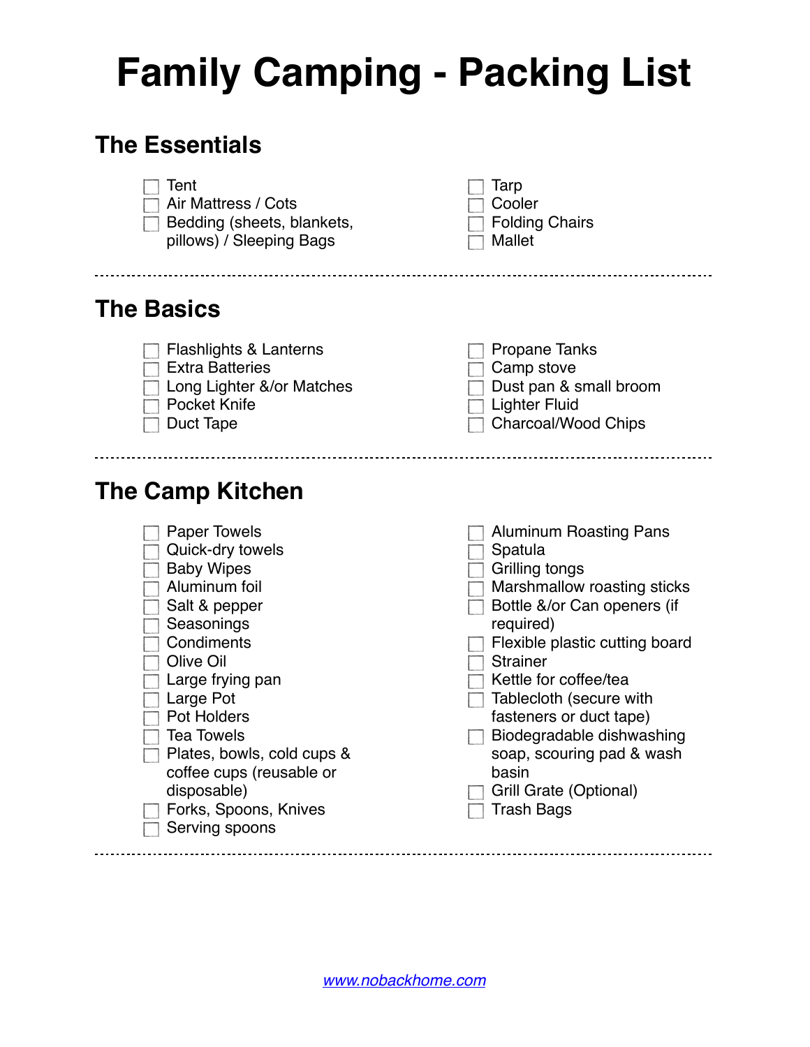# Family Camping - Packing List

## The Essentials

- [ ] Tent
- [ ] Air Mattress / Cots
- [ ] Bedding (sheets, blankets, pillows) / Sleeping Bags
- [ ] Tarp
- [ ] Cooler
- [ ] Folding Chairs
- [ ] Mallet

---

## The Basics

- [ ] Flashlights & Lanterns
- [ ] Extra Batteries
- [ ] Long Lighter &/or Matches
- [ ] Pocket Knife
- [ ] Duct Tape
- [ ] Propane Tanks
- [ ] Camp stove
- [ ] Dust pan & small broom
- [ ] Lighter Fluid
- [ ] Charcoal/Wood Chips

---

## The Camp Kitchen

- [ ] Paper Towels
- [ ] Quick-dry towels
- [ ] Baby Wipes
- [ ] Aluminum foil
- [ ] Salt & pepper
- [ ] Seasonings
- [ ] Condiments
- [ ] Olive Oil
- [ ] Large frying pan
- [ ] Large Pot
- [ ] Pot Holders
- [ ] Tea Towels
- [ ] Plates, bowls, cold cups & coffee cups (reusable or disposable)
- [ ] Forks, Spoons, Knives
- [ ] Serving spoons
- [ ] Aluminum Roasting Pans
- [ ] Spatula
- [ ] Grilling tongs
- [ ] Marshmallow roasting sticks
- [ ] Bottle &/or Can openers (if required)
- [ ] Flexible plastic cutting board
- [ ] Strainer
- [ ] Kettle for coffee/tea
- [ ] Tablecloth (secure with fasteners or duct tape)
- [ ] Biodegradable dishwashing soap, scouring pad & wash basin
- [ ] Grill Grate (Optional)
- [ ] Trash Bags

---

www.nobackhome.com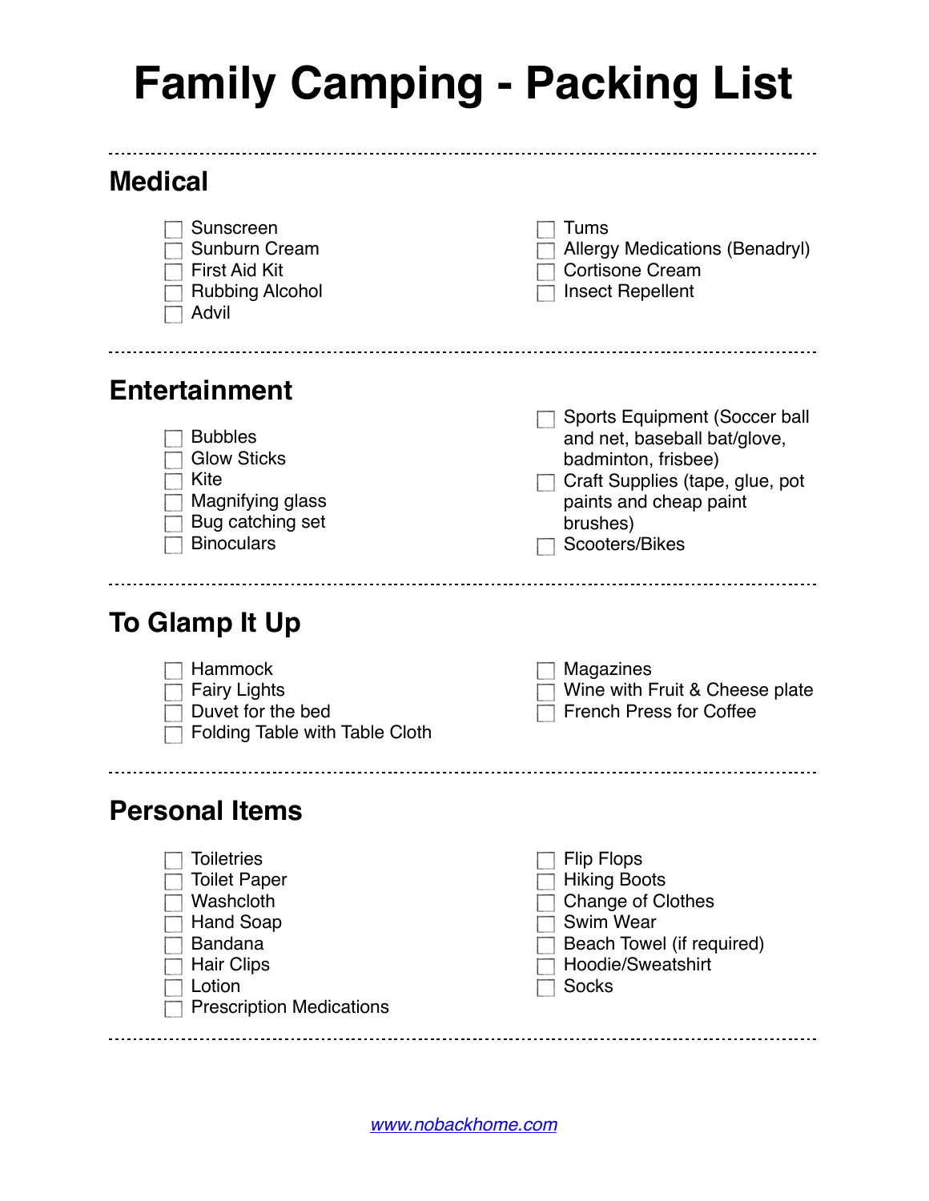# Family Camping - Packing List

## Medical

- [ ] Sunscreen
- [ ] Sunburn Cream
- [ ] First Aid Kit
- [ ] Rubbing Alcohol
- [ ] Advil
- [ ] Tums
- [ ] Allergy Medications (Benadryl)
- [ ] Cortisone Cream
- [ ] Insect Repellent

## Entertainment

- [ ] Bubbles
- [ ] Glow Sticks
- [ ] Kite
- [ ] Magnifying glass
- [ ] Bug catching set
- [ ] Binoculars
- [ ] Sports Equipment (Soccer ball and net, baseball bat/glove, badminton, frisbee)
- [ ] Craft Supplies (tape, glue, pot paints and cheap paint brushes)
- [ ] Scooters/Bikes

## To Glamp It Up

- [ ] Hammock
- [ ] Fairy Lights
- [ ] Duvet for the bed
- [ ] Folding Table with Table Cloth
- [ ] Magazines
- [ ] Wine with Fruit & Cheese plate
- [ ] French Press for Coffee

## Personal Items

- [ ] Toiletries
- [ ] Toilet Paper
- [ ] Washcloth
- [ ] Hand Soap
- [ ] Bandana
- [ ] Hair Clips
- [ ] Lotion
- [ ] Prescription Medications
- [ ] Flip Flops
- [ ] Hiking Boots
- [ ] Change of Clothes
- [ ] Swim Wear
- [ ] Beach Towel (if required)
- [ ] Hoodie/Sweatshirt
- [ ] Socks

www.nobackhome.com